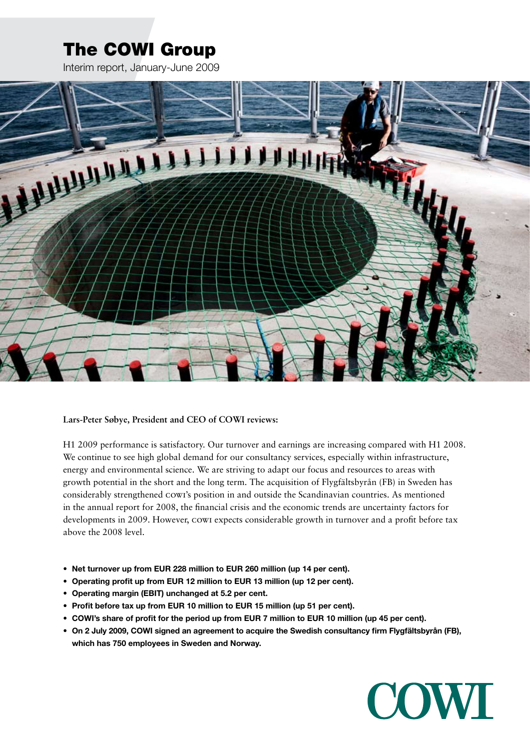# The COWI Group

Interim report, January-June 2009

**Lars-Peter Søbye, President and CEO of COWI reviews:**

H1 2009 performance is satisfactory. Our turnover and earnings are increasing compared with H1 2008. We continue to see high global demand for our consultancy services, especially within infrastructure, energy and environmental science. We are striving to adapt our focus and resources to areas with growth potential in the short and the long term. The acquisition of Flygfältsbyrån (FB) in Sweden has considerably strengthened COWI's position in and outside the Scandinavian countries. As mentioned in the annual report for 2008, the financial crisis and the economic trends are uncertainty factors for developments in 2009. However, COWI expects considerable growth in turnover and a profit before tax above the 2008 level.

- **Net turnover up from EUR 228 million to EUR 260 million (up 14 per cent).**
- **Operating profit up from EUR 12 million to EUR 13 million (up 12 per cent).**
- **Operating margin (EBIT) unchanged at 5.2 per cent.**
- **Profit before tax up from EUR 10 million to EUR 15 million (up 51 per cent).**
- **COWI's share of profit for the period up from EUR 7 million to EUR 10 million (up 45 per cent).**
- **On 2 July 2009, COWI signed an agreement to acquire the Swedish consultancy firm Flygfältsbyrån (FB), which has 750 employees in Sweden and Norway.**

COWI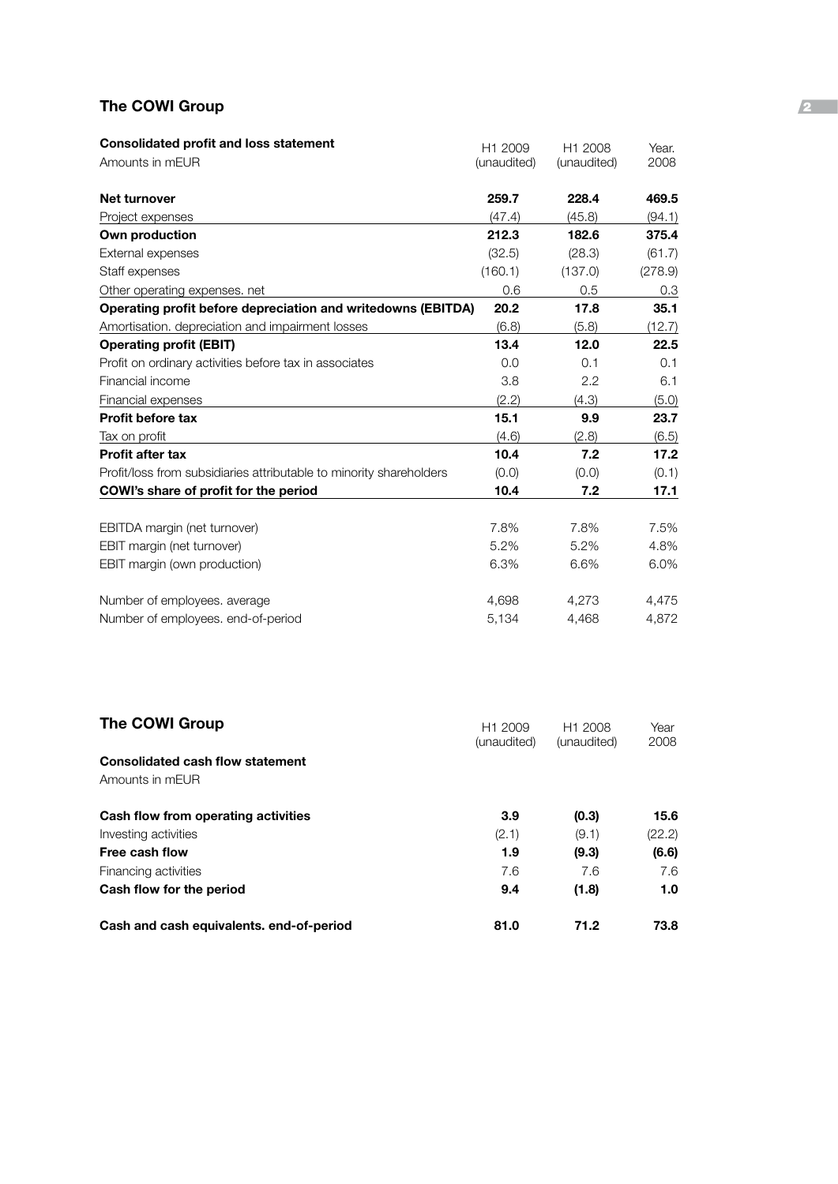## The COWI Group

| **Consolidated profit and loss statement**<br>Amounts in mEUR | H1 2009 (unaudited) | H1 2008 (unaudited) | Year. 2008 |
|---|---|---|---|
| **Net turnover** | **259.7** | **228.4** | **469.5** |
| Project expenses | (47.4) | (45.8) | (94.1) |
| **Own production** | **212.3** | **182.6** | **375.4** |
| External expenses | (32.5) | (28.3) | (61.7) |
| Staff expenses | (160.1) | (137.0) | (278.9) |
| Other operating expenses. net | 0.6 | 0.5 | 0.3 |
| **Operating profit before depreciation and writedowns (EBITDA)** | **20.2** | **17.8** | **35.1** |
| Amortisation. depreciation and impairment losses | (6.8) | (5.8) | (12.7) |
| **Operating profit (EBIT)** | **13.4** | **12.0** | **22.5** |
| Profit on ordinary activities before tax in associates | 0.0 | 0.1 | 0.1 |
| Financial income | 3.8 | 2.2 | 6.1 |
| Financial expenses | (2.2) | (4.3) | (5.0) |
| **Profit before tax** | **15.1** | **9.9** | **23.7** |
| Tax on profit | (4.6) | (2.8) | (6.5) |
| **Profit after tax** | **10.4** | **7.2** | **17.2** |
| Profit/loss from subsidiaries attributable to minority shareholders | (0.0) | (0.0) | (0.1) |
| **COWI's share of profit for the period** | **10.4** | **7.2** | **17.1** |
| | | | |
| EBITDA margin (net turnover) | 7.8% | 7.8% | 7.5% |
| EBIT margin (net turnover) | 5.2% | 5.2% | 4.8% |
| EBIT margin (own production) | 6.3% | 6.6% | 6.0% |
| | | | |
| Number of employees. average | 4,698 | 4,273 | 4,475 |
| Number of employees. end-of-period | 5,134 | 4,468 | 4,872 |

## The COWI Group

| **Consolidated cash flow statement**<br>Amounts in mEUR | H1 2009 (unaudited) | H1 2008 (unaudited) | Year 2008 |
|---|---|---|---|
| **Cash flow from operating activities** | **3.9** | **(0.3)** | **15.6** |
| Investing activities | (2.1) | (9.1) | (22.2) |
| **Free cash flow** | **1.9** | **(9.3)** | **(6.6)** |
| Financing activities | 7.6 | 7.6 | 7.6 |
| **Cash flow for the period** | **9.4** | **(1.8)** | **1.0** |
| | | | |
| **Cash and cash equivalents. end-of-period** | **81.0** | **71.2** | **73.8** |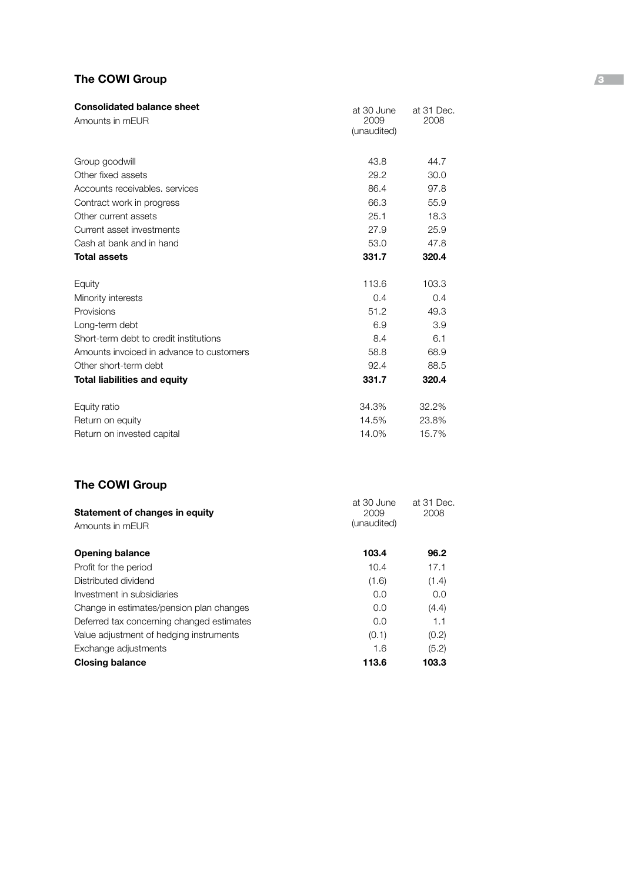## The COWI Group

| **Consolidated balance sheet**<br>Amounts in mEUR | at 30 June 2009 (unaudited) | at 31 Dec. 2008 |
|---|---|---|
| Group goodwill | 43.8 | 44.7 |
| Other fixed assets | 29.2 | 30.0 |
| Accounts receivables. services | 86.4 | 97.8 |
| Contract work in progress | 66.3 | 55.9 |
| Other current assets | 25.1 | 18.3 |
| Current asset investments | 27.9 | 25.9 |
| Cash at bank and in hand | 53.0 | 47.8 |
| **Total assets** | **331.7** | **320.4** |
| | | |
| Equity | 113.6 | 103.3 |
| Minority interests | 0.4 | 0.4 |
| Provisions | 51.2 | 49.3 |
| Long-term debt | 6.9 | 3.9 |
| Short-term debt to credit institutions | 8.4 | 6.1 |
| Amounts invoiced in advance to customers | 58.8 | 68.9 |
| Other short-term debt | 92.4 | 88.5 |
| **Total liabilities and equity** | **331.7** | **320.4** |
| | | |
| Equity ratio | 34.3% | 32.2% |
| Return on equity | 14.5% | 23.8% |
| Return on invested capital | 14.0% | 15.7% |

## The COWI Group

| **Statement of changes in equity**<br>Amounts in mEUR | at 30 June 2009 (unaudited) | at 31 Dec. 2008 |
|---|---|---|
| **Opening balance** | **103.4** | **96.2** |
| Profit for the period | 10.4 | 17.1 |
| Distributed dividend | (1.6) | (1.4) |
| Investment in subsidiaries | 0.0 | 0.0 |
| Change in estimates/pension plan changes | 0.0 | (4.4) |
| Deferred tax concerning changed estimates | 0.0 | 1.1 |
| Value adjustment of hedging instruments | (0.1) | (0.2) |
| Exchange adjustments | 1.6 | (5.2) |
| **Closing balance** | **113.6** | **103.3** |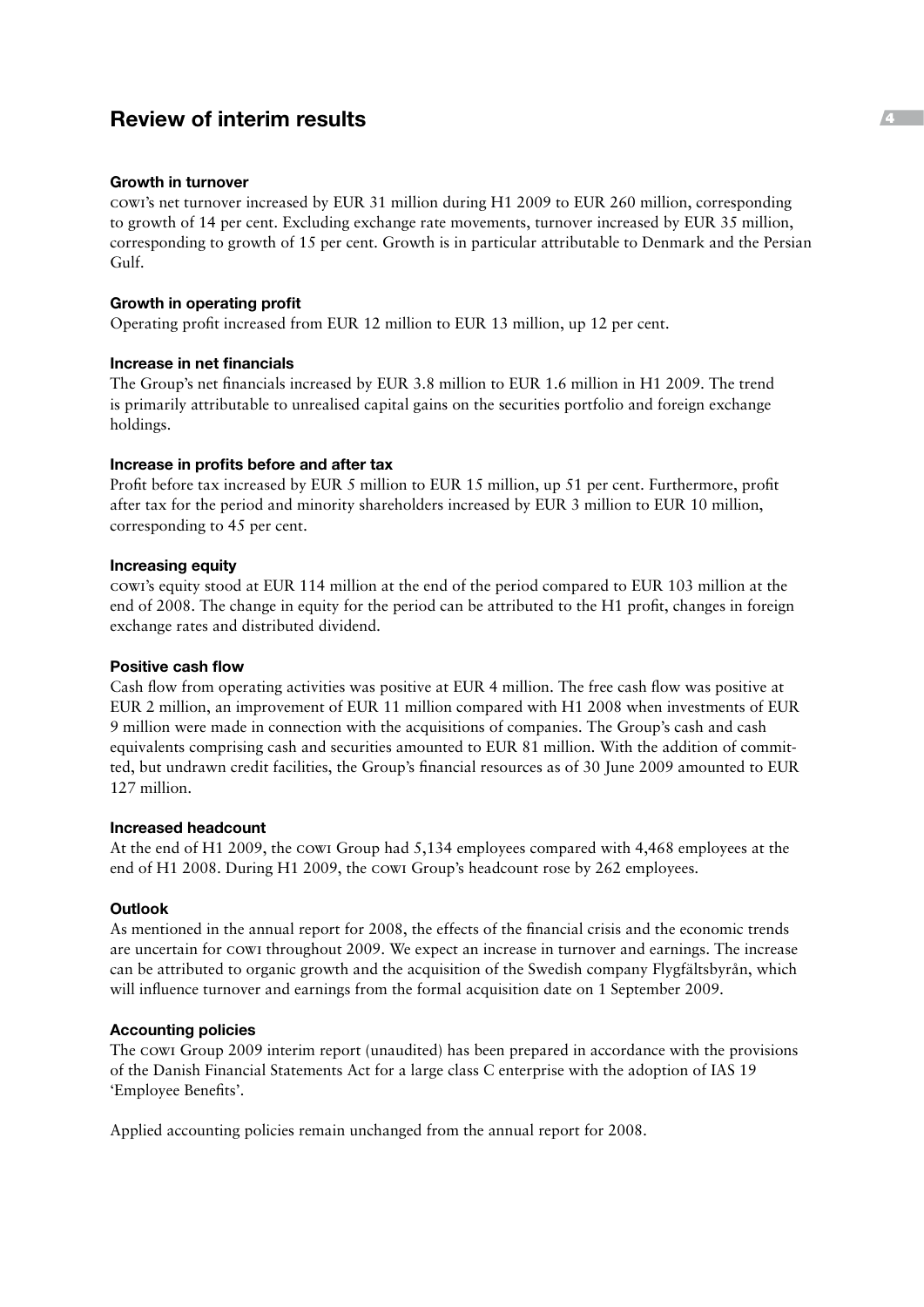# Review of interim results

### Growth in turnover

COWI's net turnover increased by EUR 31 million during H1 2009 to EUR 260 million, corresponding to growth of 14 per cent. Excluding exchange rate movements, turnover increased by EUR 35 million, corresponding to growth of 15 per cent. Growth is in particular attributable to Denmark and the Persian Gulf.

### Growth in operating profit

Operating profit increased from EUR 12 million to EUR 13 million, up 12 per cent.

### Increase in net financials

The Group's net financials increased by EUR 3.8 million to EUR 1.6 million in H1 2009. The trend is primarily attributable to unrealised capital gains on the securities portfolio and foreign exchange holdings.

### Increase in profits before and after tax

Profit before tax increased by EUR 5 million to EUR 15 million, up 51 per cent. Furthermore, profit after tax for the period and minority shareholders increased by EUR 3 million to EUR 10 million, corresponding to 45 per cent.

### Increasing equity

COWI's equity stood at EUR 114 million at the end of the period compared to EUR 103 million at the end of 2008. The change in equity for the period can be attributed to the H1 profit, changes in foreign exchange rates and distributed dividend.

### Positive cash flow

Cash flow from operating activities was positive at EUR 4 million. The free cash flow was positive at EUR 2 million, an improvement of EUR 11 million compared with H1 2008 when investments of EUR 9 million were made in connection with the acquisitions of companies. The Group's cash and cash equivalents comprising cash and securities amounted to EUR 81 million. With the addition of committed, but undrawn credit facilities, the Group's financial resources as of 30 June 2009 amounted to EUR 127 million.

### Increased headcount

At the end of H1 2009, the COWI Group had 5,134 employees compared with 4,468 employees at the end of H1 2008. During H1 2009, the COWI Group's headcount rose by 262 employees.

### Outlook

As mentioned in the annual report for 2008, the effects of the financial crisis and the economic trends are uncertain for COWI throughout 2009. We expect an increase in turnover and earnings. The increase can be attributed to organic growth and the acquisition of the Swedish company Flygfältsbyrån, which will influence turnover and earnings from the formal acquisition date on 1 September 2009.

### Accounting policies

The COWI Group 2009 interim report (unaudited) has been prepared in accordance with the provisions of the Danish Financial Statements Act for a large class C enterprise with the adoption of IAS 19 'Employee Benefits'.

Applied accounting policies remain unchanged from the annual report for 2008.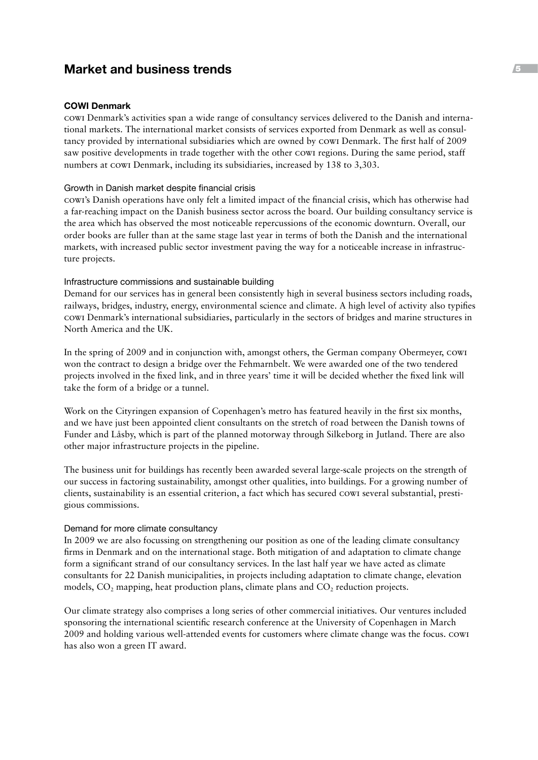# Market and business trends

### COWI Denmark

COWI Denmark's activities span a wide range of consultancy services delivered to the Danish and international markets. The international market consists of services exported from Denmark as well as consultancy provided by international subsidiaries which are owned by COWI Denmark. The first half of 2009 saw positive developments in trade together with the other COWI regions. During the same period, staff numbers at COWI Denmark, including its subsidiaries, increased by 138 to 3,303.

#### Growth in Danish market despite financial crisis

COWI's Danish operations have only felt a limited impact of the financial crisis, which has otherwise had a far-reaching impact on the Danish business sector across the board. Our building consultancy service is the area which has observed the most noticeable repercussions of the economic downturn. Overall, our order books are fuller than at the same stage last year in terms of both the Danish and the international markets, with increased public sector investment paving the way for a noticeable increase in infrastructure projects.

#### Infrastructure commissions and sustainable building

Demand for our services has in general been consistently high in several business sectors including roads, railways, bridges, industry, energy, environmental science and climate. A high level of activity also typifies COWI Denmark's international subsidiaries, particularly in the sectors of bridges and marine structures in North America and the UK.

In the spring of 2009 and in conjunction with, amongst others, the German company Obermeyer, COWI won the contract to design a bridge over the Fehmarnbelt. We were awarded one of the two tendered projects involved in the fixed link, and in three years' time it will be decided whether the fixed link will take the form of a bridge or a tunnel.

Work on the Cityringen expansion of Copenhagen's metro has featured heavily in the first six months, and we have just been appointed client consultants on the stretch of road between the Danish towns of Funder and Låsby, which is part of the planned motorway through Silkeborg in Jutland. There are also other major infrastructure projects in the pipeline.

The business unit for buildings has recently been awarded several large-scale projects on the strength of our success in factoring sustainability, amongst other qualities, into buildings. For a growing number of clients, sustainability is an essential criterion, a fact which has secured COWI several substantial, prestigious commissions.

#### Demand for more climate consultancy

In 2009 we are also focussing on strengthening our position as one of the leading climate consultancy firms in Denmark and on the international stage. Both mitigation of and adaptation to climate change form a significant strand of our consultancy services. In the last half year we have acted as climate consultants for 22 Danish municipalities, in projects including adaptation to climate change, elevation models, $CO_2$ mapping, heat production plans, climate plans and $CO_2$ reduction projects.

Our climate strategy also comprises a long series of other commercial initiatives. Our ventures included sponsoring the international scientific research conference at the University of Copenhagen in March 2009 and holding various well-attended events for customers where climate change was the focus. COWI has also won a green IT award.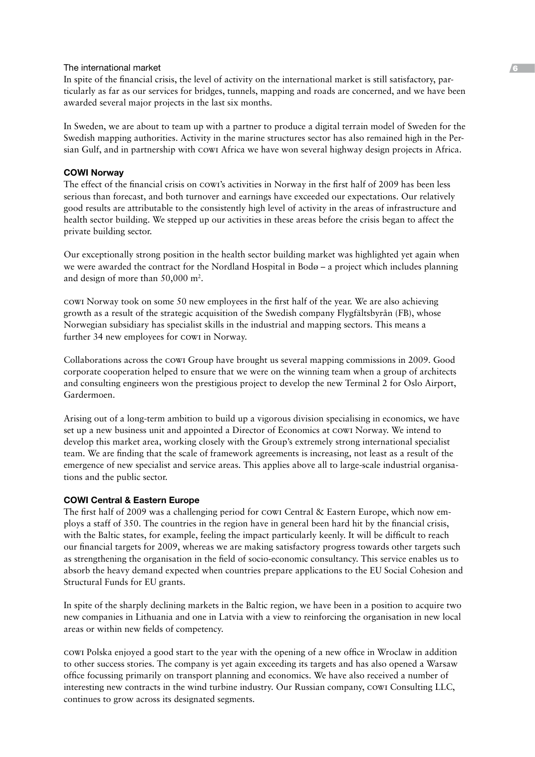The international market

In spite of the financial crisis, the level of activity on the international market is still satisfactory, particularly as far as our services for bridges, tunnels, mapping and roads are concerned, and we have been awarded several major projects in the last six months.

In Sweden, we are about to team up with a partner to produce a digital terrain model of Sweden for the Swedish mapping authorities. Activity in the marine structures sector has also remained high in the Persian Gulf, and in partnership with COWI Africa we have won several highway design projects in Africa.

**COWI Norway**

The effect of the financial crisis on COWI's activities in Norway in the first half of 2009 has been less serious than forecast, and both turnover and earnings have exceeded our expectations. Our relatively good results are attributable to the consistently high level of activity in the areas of infrastructure and health sector building. We stepped up our activities in these areas before the crisis began to affect the private building sector.

Our exceptionally strong position in the health sector building market was highlighted yet again when we were awarded the contract for the Nordland Hospital in Bodø – a project which includes planning and design of more than 50,000 $m^2$.

COWI Norway took on some 50 new employees in the first half of the year. We are also achieving growth as a result of the strategic acquisition of the Swedish company Flygfältsbyrån (FB), whose Norwegian subsidiary has specialist skills in the industrial and mapping sectors. This means a further 34 new employees for COWI in Norway.

Collaborations across the COWI Group have brought us several mapping commissions in 2009. Good corporate cooperation helped to ensure that we were on the winning team when a group of architects and consulting engineers won the prestigious project to develop the new Terminal 2 for Oslo Airport, Gardermoen.

Arising out of a long-term ambition to build up a vigorous division specialising in economics, we have set up a new business unit and appointed a Director of Economics at COWI Norway. We intend to develop this market area, working closely with the Group's extremely strong international specialist team. We are finding that the scale of framework agreements is increasing, not least as a result of the emergence of new specialist and service areas. This applies above all to large-scale industrial organisations and the public sector.

**COWI Central & Eastern Europe**

The first half of 2009 was a challenging period for COWI Central & Eastern Europe, which now employs a staff of 350. The countries in the region have in general been hard hit by the financial crisis, with the Baltic states, for example, feeling the impact particularly keenly. It will be difficult to reach our financial targets for 2009, whereas we are making satisfactory progress towards other targets such as strengthening the organisation in the field of socio-economic consultancy. This service enables us to absorb the heavy demand expected when countries prepare applications to the EU Social Cohesion and Structural Funds for EU grants.

In spite of the sharply declining markets in the Baltic region, we have been in a position to acquire two new companies in Lithuania and one in Latvia with a view to reinforcing the organisation in new local areas or within new fields of competency.

COWI Polska enjoyed a good start to the year with the opening of a new office in Wroclaw in addition to other success stories. The company is yet again exceeding its targets and has also opened a Warsaw office focussing primarily on transport planning and economics. We have also received a number of interesting new contracts in the wind turbine industry. Our Russian company, COWI Consulting LLC, continues to grow across its designated segments.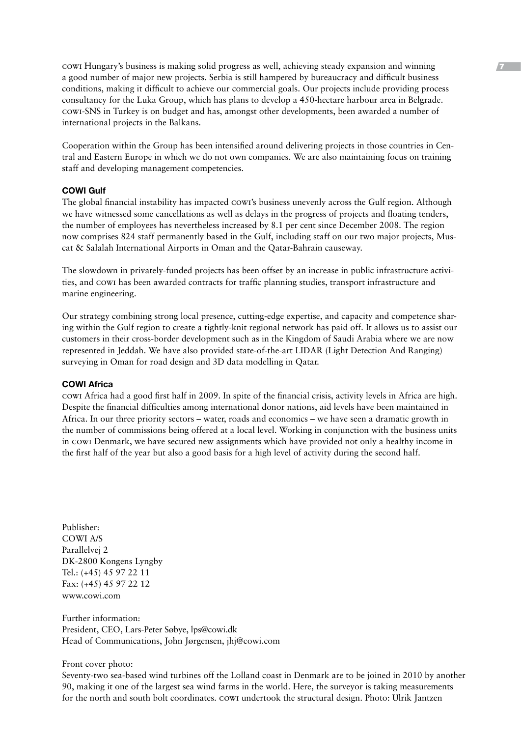COWI Hungary's business is making solid progress as well, achieving steady expansion and winning a good number of major new projects. Serbia is still hampered by bureaucracy and difficult business conditions, making it difficult to achieve our commercial goals. Our projects include providing process consultancy for the Luka Group, which has plans to develop a 450-hectare harbour area in Belgrade. COWI-SNS in Turkey is on budget and has, amongst other developments, been awarded a number of international projects in the Balkans.

Cooperation within the Group has been intensified around delivering projects in those countries in Central and Eastern Europe in which we do not own companies. We are also maintaining focus on training staff and developing management competencies.

**COWI Gulf**

The global financial instability has impacted COWI's business unevenly across the Gulf region. Although we have witnessed some cancellations as well as delays in the progress of projects and floating tenders, the number of employees has nevertheless increased by 8.1 per cent since December 2008. The region now comprises 824 staff permanently based in the Gulf, including staff on our two major projects, Muscat & Salalah International Airports in Oman and the Qatar-Bahrain causeway.

The slowdown in privately-funded projects has been offset by an increase in public infrastructure activities, and COWI has been awarded contracts for traffic planning studies, transport infrastructure and marine engineering.

Our strategy combining strong local presence, cutting-edge expertise, and capacity and competence sharing within the Gulf region to create a tightly-knit regional network has paid off. It allows us to assist our customers in their cross-border development such as in the Kingdom of Saudi Arabia where we are now represented in Jeddah. We have also provided state-of-the-art LIDAR (Light Detection And Ranging) surveying in Oman for road design and 3D data modelling in Qatar.

**COWI Africa**

COWI Africa had a good first half in 2009. In spite of the financial crisis, activity levels in Africa are high. Despite the financial difficulties among international donor nations, aid levels have been maintained in Africa. In our three priority sectors – water, roads and economics – we have seen a dramatic growth in the number of commissions being offered at a local level. Working in conjunction with the business units in COWI Denmark, we have secured new assignments which have provided not only a healthy income in the first half of the year but also a good basis for a high level of activity during the second half.

Publisher:
COWI A/S
Parallelvej 2
DK-2800 Kongens Lyngby
Tel.: (+45) 45 97 22 11
Fax: (+45) 45 97 22 12
www.cowi.com

Further information:
President, CEO, Lars-Peter Søbye, lps@cowi.dk
Head of Communications, John Jørgensen, jhj@cowi.com

Front cover photo:
Seventy-two sea-based wind turbines off the Lolland coast in Denmark are to be joined in 2010 by another 90, making it one of the largest sea wind farms in the world. Here, the surveyor is taking measurements for the north and south bolt coordinates. COWI undertook the structural design. Photo: Ulrik Jantzen